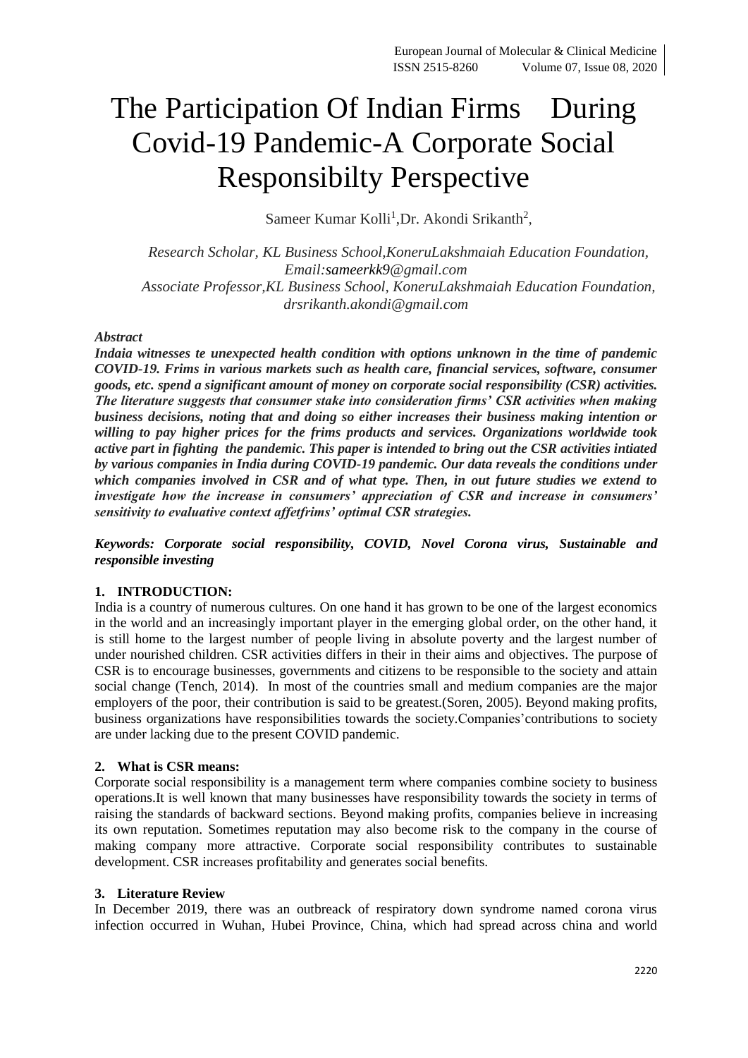# The Participation Of Indian Firms During Covid-19 Pandemic-A Corporate Social Responsibilty Perspective

Sameer Kumar Kolli[1],Dr. Akondi Srikanth[2],

*Research Scholar, KL Business School,KoneruLakshmaiah Education Foundation, Email:sameerkk9@gmail.com*

*Associate Professor,KL Business School, KoneruLakshmaiah Education Foundation, drsrikanth.akondi@gmail.com*

***Abstract***

***Indaia witnesses te unexpected health condition with options unknown in the time of pandemic COVID-19. Frims in various markets such as health care, financial services, software, consumer goods, etc. spend a significant amount of money on corporate social responsibility (CSR) activities. The literature suggests that consumer stake into consideration firms' CSR activities when making business decisions, noting that and doing so either increases their business making intention or willing to pay higher prices for the frims products and services. Organizations worldwide took active part in fighting the pandemic. This paper is intended to bring out the CSR activities intiated by various companies in India during COVID-19 pandemic. Our data reveals the conditions under which companies involved in CSR and of what type. Then, in out future studies we extend to investigate how the increase in consumers' appreciation of CSR and increase in consumers' sensitivity to evaluative context affetfrims' optimal CSR strategies.***

***Keywords: Corporate social responsibility, COVID, Novel Corona virus, Sustainable and responsible investing***

## 1. INTRODUCTION:

India is a country of numerous cultures. On one hand it has grown to be one of the largest economics in the world and an increasingly important player in the emerging global order, on the other hand, it is still home to the largest number of people living in absolute poverty and the largest number of under nourished children. CSR activities differs in their in their aims and objectives. The purpose of CSR is to encourage businesses, governments and citizens to be responsible to the society and attain social change (Tench, 2014). In most of the countries small and medium companies are the major employers of the poor, their contribution is said to be greatest.(Soren, 2005). Beyond making profits, business organizations have responsibilities towards the society.Companies'contributions to society are under lacking due to the present COVID pandemic.

## 2. What is CSR means:

Corporate social responsibility is a management term where companies combine society to business operations.It is well known that many businesses have responsibility towards the society in terms of raising the standards of backward sections. Beyond making profits, companies believe in increasing its own reputation. Sometimes reputation may also become risk to the company in the course of making company more attractive. Corporate social responsibility contributes to sustainable development. CSR increases profitability and generates social benefits.

## 3. Literature Review

In December 2019, there was an outbreack of respiratory down syndrome named corona virus infection occurred in Wuhan, Hubei Province, China, which had spread across china and world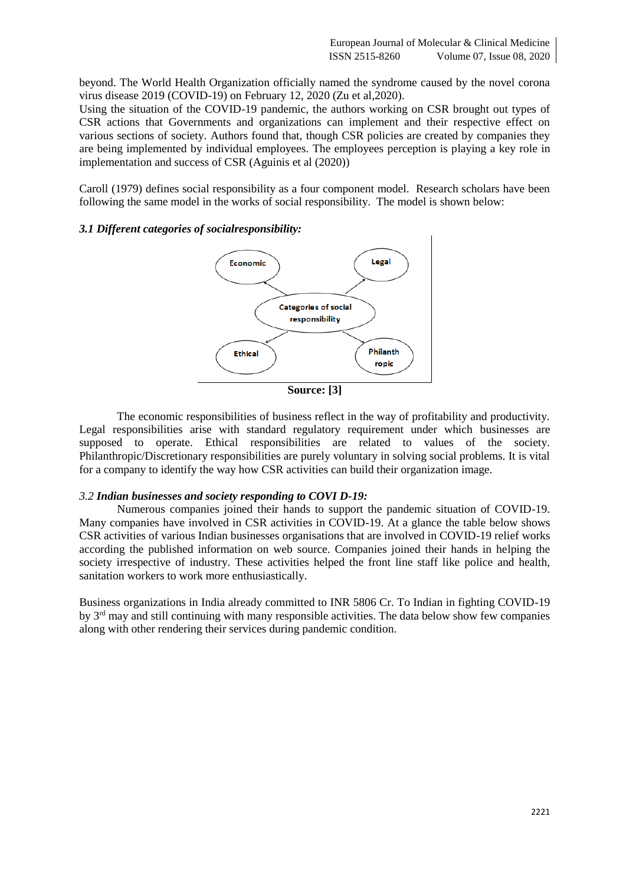beyond. The World Health Organization officially named the syndrome caused by the novel corona virus disease 2019 (COVID-19) on February 12, 2020 (Zu et al,2020).

Using the situation of the COVID-19 pandemic, the authors working on CSR brought out types of CSR actions that Governments and organizations can implement and their respective effect on various sections of society. Authors found that, though CSR policies are created by companies they are being implemented by individual employees. The employees perception is playing a key role in implementation and success of CSR (Aguinis et al (2020))

Caroll (1979) defines social responsibility as a four component model. Research scholars have been following the same model in the works of social responsibility. The model is shown below:

### *3.1 Different categories of socialresponsibility:*

Economic

Legal

Categories of social responsibility

Ethical

Philanthropic

**Source: [3]**

The economic responsibilities of business reflect in the way of profitability and productivity. Legal responsibilities arise with standard regulatory requirement under which businesses are supposed to operate. Ethical responsibilities are related to values of the society. Philanthropic/Discretionary responsibilities are purely voluntary in solving social problems. It is vital for a company to identify the way how CSR activities can build their organization image.

### *3.2 **Indian businesses and society responding to COVI D-19:***

Numerous companies joined their hands to support the pandemic situation of COVID-19. Many companies have involved in CSR activities in COVID-19. At a glance the table below shows CSR activities of various Indian businesses organisations that are involved in COVID-19 relief works according the published information on web source. Companies joined their hands in helping the society irrespective of industry. These activities helped the front line staff like police and health, sanitation workers to work more enthusiastically.

Business organizations in India already committed to INR 5806 Cr. To Indian in fighting COVID-19 by 3rd may and still continuing with many responsible activities. The data below show few companies along with other rendering their services during pandemic condition.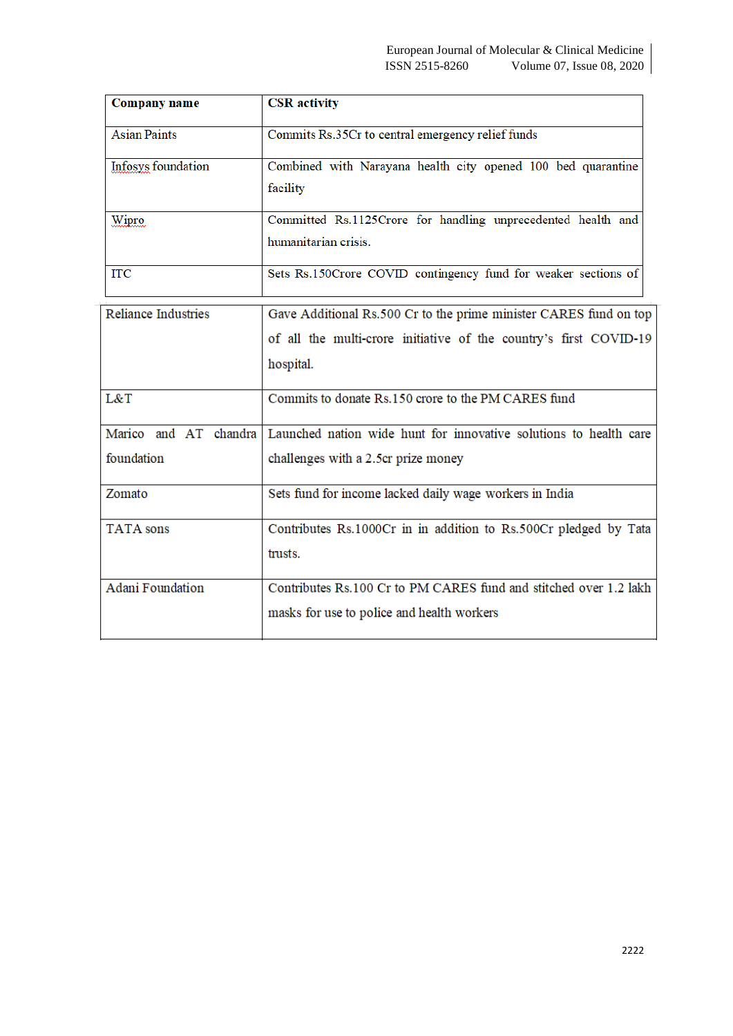| Company name | CSR activity |
|---|---|
| Asian Paints | Commits Rs.35Cr to central emergency relief funds |
| Infosys foundation | Combined with Narayana health city opened 100 bed quarantine facility |
| Wipro | Committed Rs.1125Crore for handling unprecedented health and humanitarian crisis. |
| ITC | Sets Rs.150Crore COVID contingency fund for weaker sections of |
| Reliance Industries | Gave Additional Rs.500 Cr to the prime minister CARES fund on top of all the multi-crore initiative of the country's first COVID-19 hospital. |
| L&T | Commits to donate Rs.150 crore to the PM CARES fund |
| Marico and AT chandra foundation | Launched nation wide hunt for innovative solutions to health care challenges with a 2.5cr prize money |
| Zomato | Sets fund for income lacked daily wage workers in India |
| TATA sons | Contributes Rs.1000Cr in in addition to Rs.500Cr pledged by Tata trusts. |
| Adani Foundation | Contributes Rs.100 Cr to PM CARES fund and stitched over 1.2 lakh masks for use to police and health workers |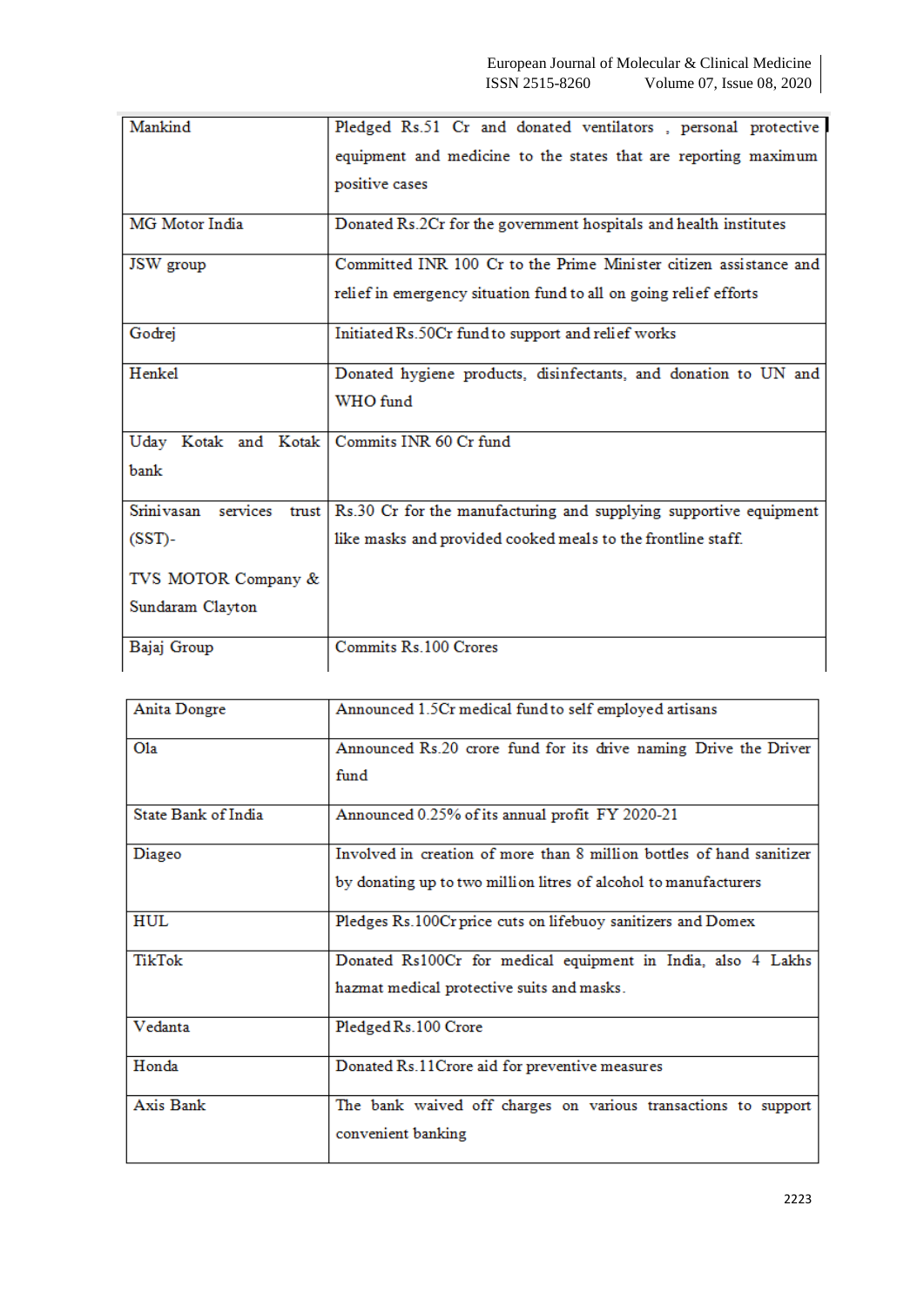| | |
|---|---|
| Mankind | Pledged Rs.51 Cr and donated ventilators , personal protective equipment and medicine to the states that are reporting maximum positive cases |
| MG Motor India | Donated Rs.2Cr for the government hospitals and health institutes |
| JSW group | Committed INR 100 Cr to the Prime Minister citizen assistance and relief in emergency situation fund to all on going relief efforts |
| Godrej | Initiated Rs.50Cr fund to support and relief works |
| Henkel | Donated hygiene products, disinfectants, and donation to UN and WHO fund |
| Uday Kotak and Kotak bank | Commits INR 60 Cr fund |
| Srinivasan services trust (SST)- TVS MOTOR Company & Sundaram Clayton | Rs.30 Cr for the manufacturing and supplying supportive equipment like masks and provided cooked meals to the frontline staff. |
| Bajaj Group | Commits Rs.100 Crores |
| Anita Dongre | Announced 1.5Cr medical fund to self employed artisans |
| Ola | Announced Rs.20 crore fund for its drive naming Drive the Driver fund |
| State Bank of India | Announced 0.25% of its annual profit FY 2020-21 |
| Diageo | Involved in creation of more than 8 million bottles of hand sanitizer by donating up to two million litres of alcohol to manufacturers |
| HUL | Pledges Rs.100Cr price cuts on lifebuoy sanitizers and Domex |
| TikTok | Donated Rs100Cr for medical equipment in India, also 4 Lakhs hazmat medical protective suits and masks. |
| Vedanta | Pledged Rs.100 Crore |
| Honda | Donated Rs.11Crore aid for preventive measures |
| Axis Bank | The bank waived off charges on various transactions to support convenient banking |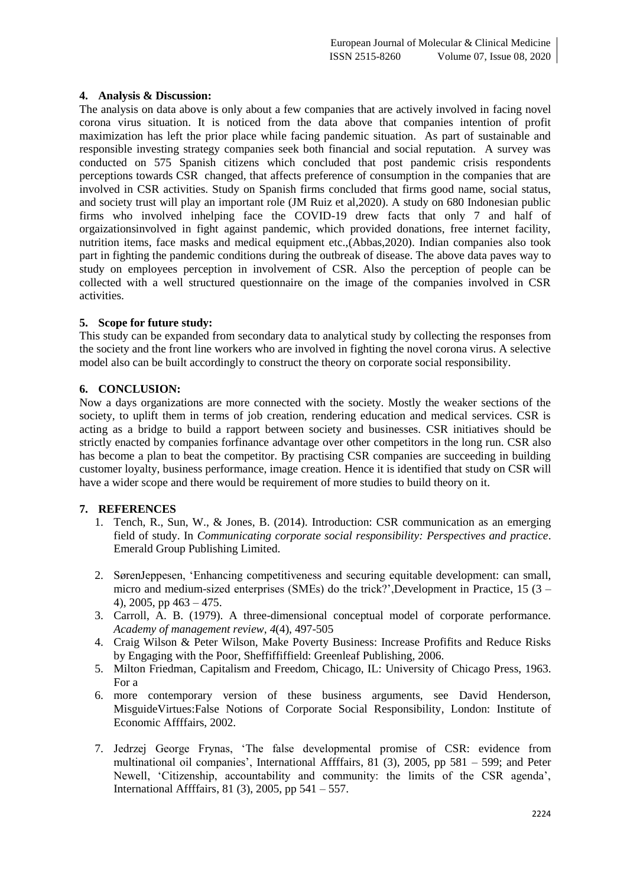## 4. Analysis & Discussion:

The analysis on data above is only about a few companies that are actively involved in facing novel corona virus situation. It is noticed from the data above that companies intention of profit maximization has left the prior place while facing pandemic situation. As part of sustainable and responsible investing strategy companies seek both financial and social reputation. A survey was conducted on 575 Spanish citizens which concluded that post pandemic crisis respondents perceptions towards CSR changed, that affects preference of consumption in the companies that are involved in CSR activities. Study on Spanish firms concluded that firms good name, social status, and society trust will play an important role (JM Ruiz et al,2020). A study on 680 Indonesian public firms who involved inhelping face the COVID-19 drew facts that only 7 and half of orgaizationsinvolved in fight against pandemic, which provided donations, free internet facility, nutrition items, face masks and medical equipment etc.,(Abbas,2020). Indian companies also took part in fighting the pandemic conditions during the outbreak of disease. The above data paves way to study on employees perception in involvement of CSR. Also the perception of people can be collected with a well structured questionnaire on the image of the companies involved in CSR activities.

## 5. Scope for future study:

This study can be expanded from secondary data to analytical study by collecting the responses from the society and the front line workers who are involved in fighting the novel corona virus. A selective model also can be built accordingly to construct the theory on corporate social responsibility.

## 6. CONCLUSION:

Now a days organizations are more connected with the society. Mostly the weaker sections of the society, to uplift them in terms of job creation, rendering education and medical services. CSR is acting as a bridge to build a rapport between society and businesses. CSR initiatives should be strictly enacted by companies forfinance advantage over other competitors in the long run. CSR also has become a plan to beat the competitor. By practising CSR companies are succeeding in building customer loyalty, business performance, image creation. Hence it is identified that study on CSR will have a wider scope and there would be requirement of more studies to build theory on it.

## 7. REFERENCES

1. Tench, R., Sun, W., & Jones, B. (2014). Introduction: CSR communication as an emerging field of study. In *Communicating corporate social responsibility: Perspectives and practice*. Emerald Group Publishing Limited.
2. SørenJeppesen, 'Enhancing competitiveness and securing equitable development: can small, micro and medium-sized enterprises (SMEs) do the trick?',Development in Practice, 15 (3 – 4), 2005, pp 463 – 475.
3. Carroll, A. B. (1979). A three-dimensional conceptual model of corporate performance. *Academy of management review*, *4*(4), 497-505
4. Craig Wilson & Peter Wilson, Make Poverty Business: Increase Profifits and Reduce Risks by Engaging with the Poor, Sheffiffiffield: Greenleaf Publishing, 2006.
5. Milton Friedman, Capitalism and Freedom, Chicago, IL: University of Chicago Press, 1963. For a
6. more contemporary version of these business arguments, see David Henderson, MisguideVirtues:False Notions of Corporate Social Responsibility, London: Institute of Economic Affffairs, 2002.
7. Jedrzej George Frynas, 'The false developmental promise of CSR: evidence from multinational oil companies', International Affffairs, 81 (3), 2005, pp 581 – 599; and Peter Newell, 'Citizenship, accountability and community: the limits of the CSR agenda', International Affffairs, 81 (3), 2005, pp 541 – 557.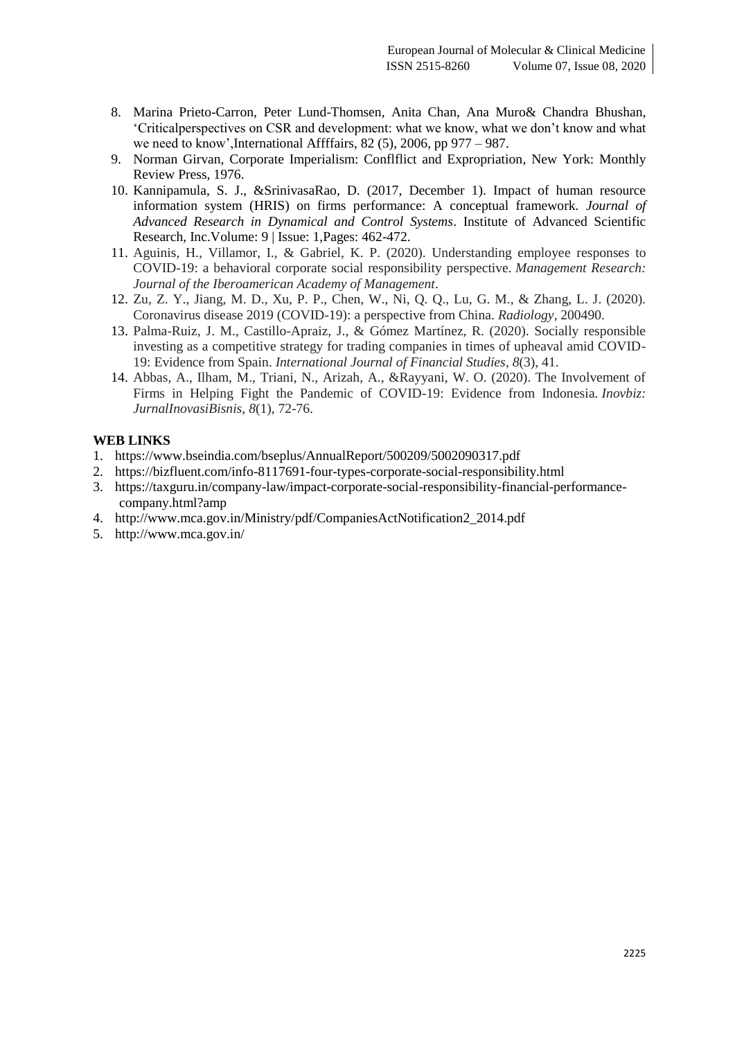8. Marina Prieto-Carron, Peter Lund-Thomsen, Anita Chan, Ana Muro& Chandra Bhushan, 'Criticalperspectives on CSR and development: what we know, what we don't know and what we need to know',International Affffairs, 82 (5), 2006, pp 977 – 987.
9. Norman Girvan, Corporate Imperialism: Conflflict and Expropriation, New York: Monthly Review Press, 1976.
10. Kannipamula, S. J., &SrinivasaRao, D. (2017, December 1). Impact of human resource information system (HRIS) on firms performance: A conceptual framework. *Journal of Advanced Research in Dynamical and Control Systems*. Institute of Advanced Scientific Research, Inc.Volume: 9 | Issue: 1,Pages: 462-472.
11. Aguinis, H., Villamor, I., & Gabriel, K. P. (2020). Understanding employee responses to COVID-19: a behavioral corporate social responsibility perspective. *Management Research: Journal of the Iberoamerican Academy of Management*.
12. Zu, Z. Y., Jiang, M. D., Xu, P. P., Chen, W., Ni, Q. Q., Lu, G. M., & Zhang, L. J. (2020). Coronavirus disease 2019 (COVID-19): a perspective from China. *Radiology*, 200490.
13. Palma-Ruiz, J. M., Castillo-Apraiz, J., & Gómez Martínez, R. (2020). Socially responsible investing as a competitive strategy for trading companies in times of upheaval amid COVID-19: Evidence from Spain. *International Journal of Financial Studies*, *8*(3), 41.
14. Abbas, A., Ilham, M., Triani, N., Arizah, A., &Rayyani, W. O. (2020). The Involvement of Firms in Helping Fight the Pandemic of COVID-19: Evidence from Indonesia. *Inovbiz: JurnalInovasiBisnis*, *8*(1), 72-76.

**WEB LINKS**

1. https://www.bseindia.com/bseplus/AnnualReport/500209/5002090317.pdf
2. https://bizfluent.com/info-8117691-four-types-corporate-social-responsibility.html
3. https://taxguru.in/company-law/impact-corporate-social-responsibility-financial-performance-company.html?amp
4. http://www.mca.gov.in/Ministry/pdf/CompaniesActNotification2_2014.pdf
5. http://www.mca.gov.in/